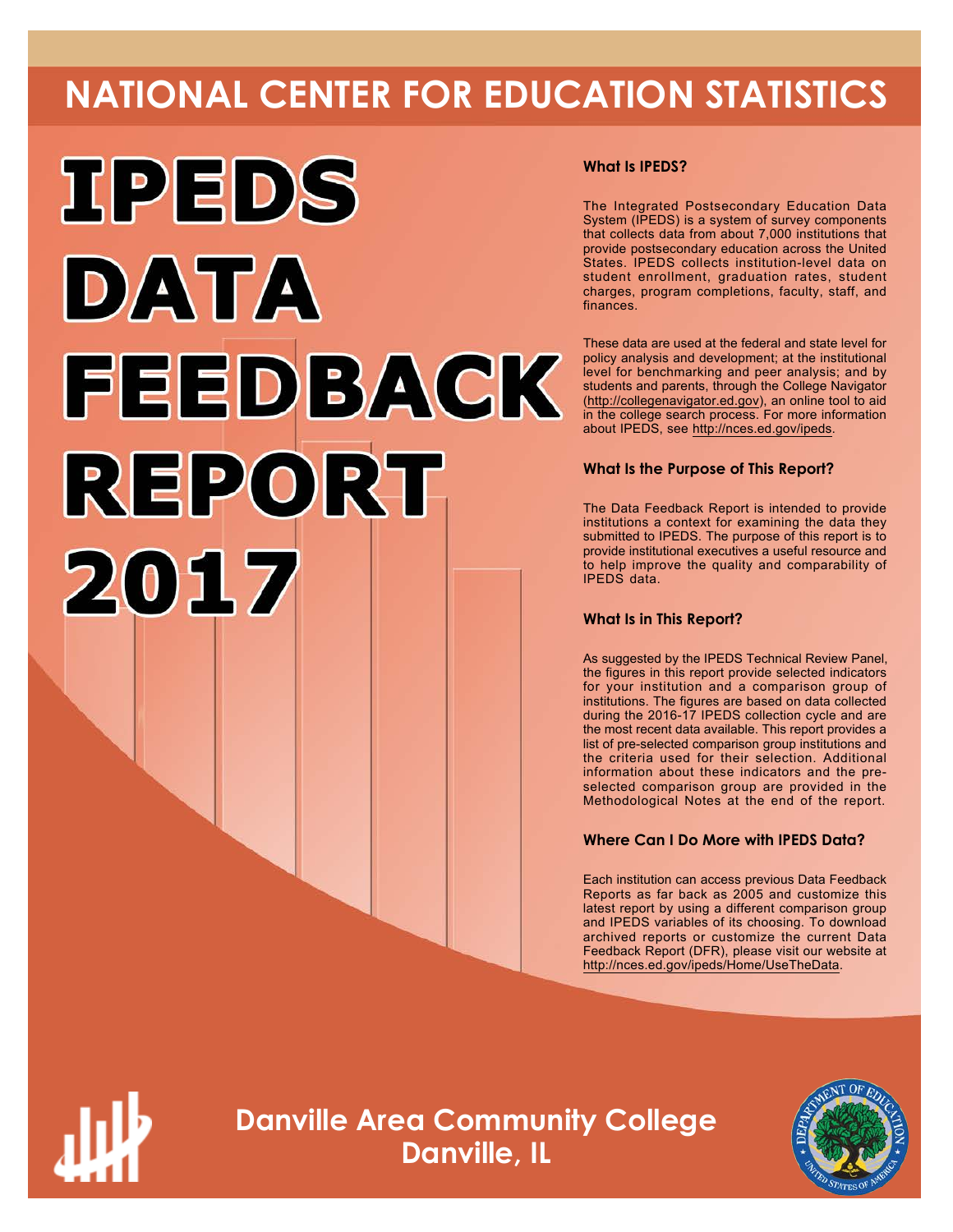# NATIONAL CENTER FOR EDUCATION STATISTICS

# IPEDS DATA FEEDBACK REPORT 2017

### What Is IPEDS?

The Integrated Postsecondary Education Data System (IPEDS) is a system of survey components that collects data from about 7,000 institutions that provide postsecondary education across the United States. IPEDS collects institution-level data on student enrollment, graduation rates, student charges, program completions, faculty, staff, and finances.

These data are used at the federal and state level for policy analysis and development; at the institutional level for benchmarking and peer analysis; and by students and parents, through the College Navigator (http://collegenavigator.ed.gov), an online tool to aid in the college search process. For more information about IPEDS, see http://nces.ed.gov/ipeds.

### What Is the Purpose of This Report?

The Data Feedback Report is intended to provide institutions a context for examining the data they submitted to IPEDS. The purpose of this report is to provide institutional executives a useful resource and to help improve the quality and comparability of IPEDS data.

### What Is in This Report?

As suggested by the IPEDS Technical Review Panel, the figures in this report provide selected indicators for your institution and a comparison group of institutions. The figures are based on data collected during the 2016-17 IPEDS collection cycle and are the most recent data available. This report provides a list of pre-selected comparison group institutions and the criteria used for their selection. Additional information about these indicators and the pre-selected comparison group are provided in the Methodological Notes at the end of the report.

### Where Can I Do More with IPEDS Data?

Each institution can access previous Data Feedback Reports as far back as 2005 and customize this latest report by using a different comparison group and IPEDS variables of its choosing. To download archived reports or customize the current Data Feedback Report (DFR), please visit our website at http://nces.ed.gov/ipeds/Home/UseTheData.

## Danville Area Community College
## Danville, IL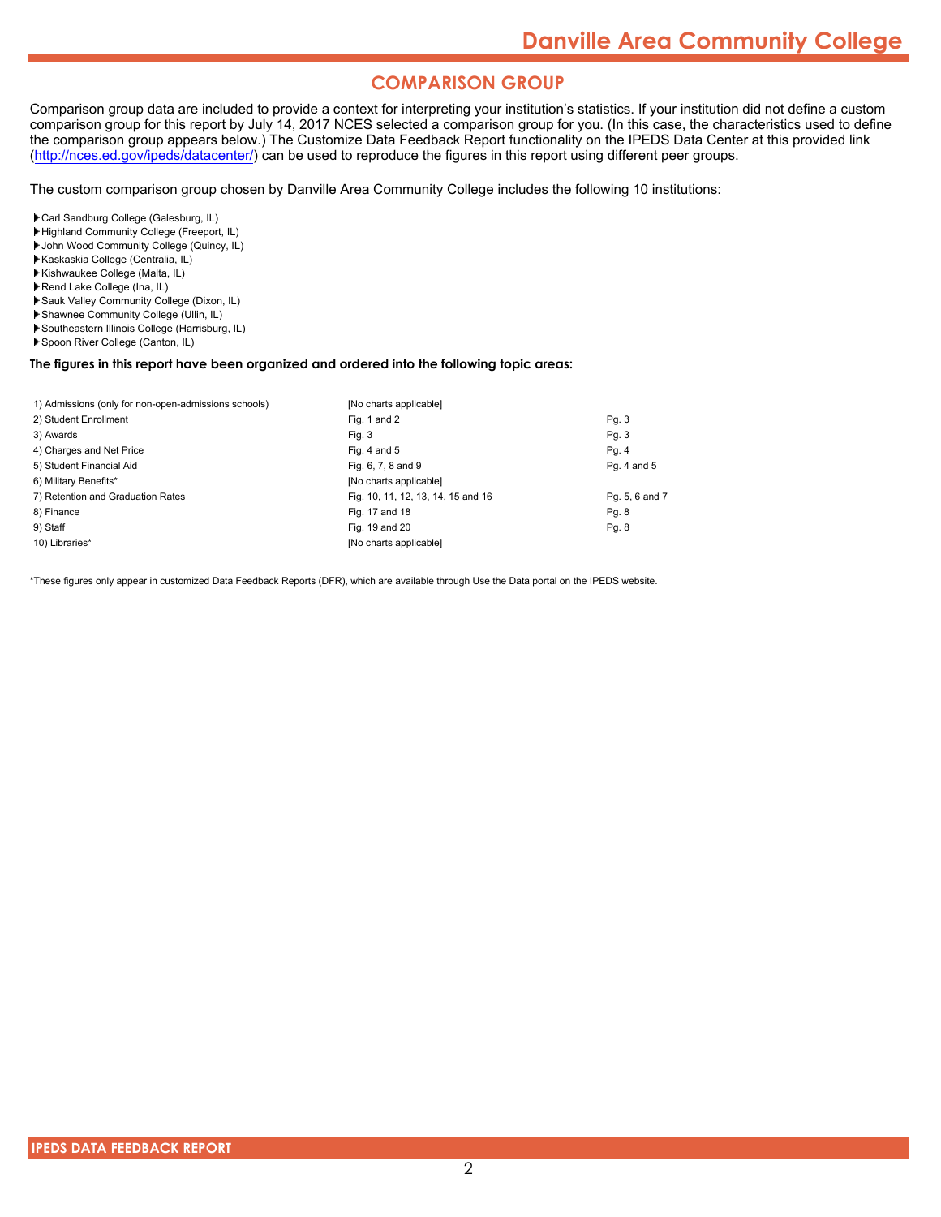## COMPARISON GROUP

Comparison group data are included to provide a context for interpreting your institution's statistics. If your institution did not define a custom comparison group for this report by July 14, 2017 NCES selected a comparison group for you. (In this case, the characteristics used to define the comparison group appears below.) The Customize Data Feedback Report functionality on the IPEDS Data Center at this provided link (http://nces.ed.gov/ipeds/datacenter/) can be used to reproduce the figures in this report using different peer groups.

The custom comparison group chosen by Danville Area Community College includes the following 10 institutions:

- Carl Sandburg College (Galesburg, IL)
- Highland Community College (Freeport, IL)
- John Wood Community College (Quincy, IL)
- Kaskaskia College (Centralia, IL)
- Kishwaukee College (Malta, IL)
- Rend Lake College (Ina, IL)
- Sauk Valley Community College (Dixon, IL)
- Shawnee Community College (Ullin, IL)
- Southeastern Illinois College (Harrisburg, IL)
- Spoon River College (Canton, IL)

**The figures in this report have been organized and ordered into the following topic areas:**

| Topic | Figures | Pages |
|---|---|---|
| 1) Admissions (only for non-open-admissions schools) | [No charts applicable] | |
| 2) Student Enrollment | Fig. 1 and 2 | Pg. 3 |
| 3) Awards | Fig. 3 | Pg. 3 |
| 4) Charges and Net Price | Fig. 4 and 5 | Pg. 4 |
| 5) Student Financial Aid | Fig. 6, 7, 8 and 9 | Pg. 4 and 5 |
| 6) Military Benefits* | [No charts applicable] | |
| 7) Retention and Graduation Rates | Fig. 10, 11, 12, 13, 14, 15 and 16 | Pg. 5, 6 and 7 |
| 8) Finance | Fig. 17 and 18 | Pg. 8 |
| 9) Staff | Fig. 19 and 20 | Pg. 8 |
| 10) Libraries* | [No charts applicable] | |

*These figures only appear in customized Data Feedback Reports (DFR), which are available through Use the Data portal on the IPEDS website.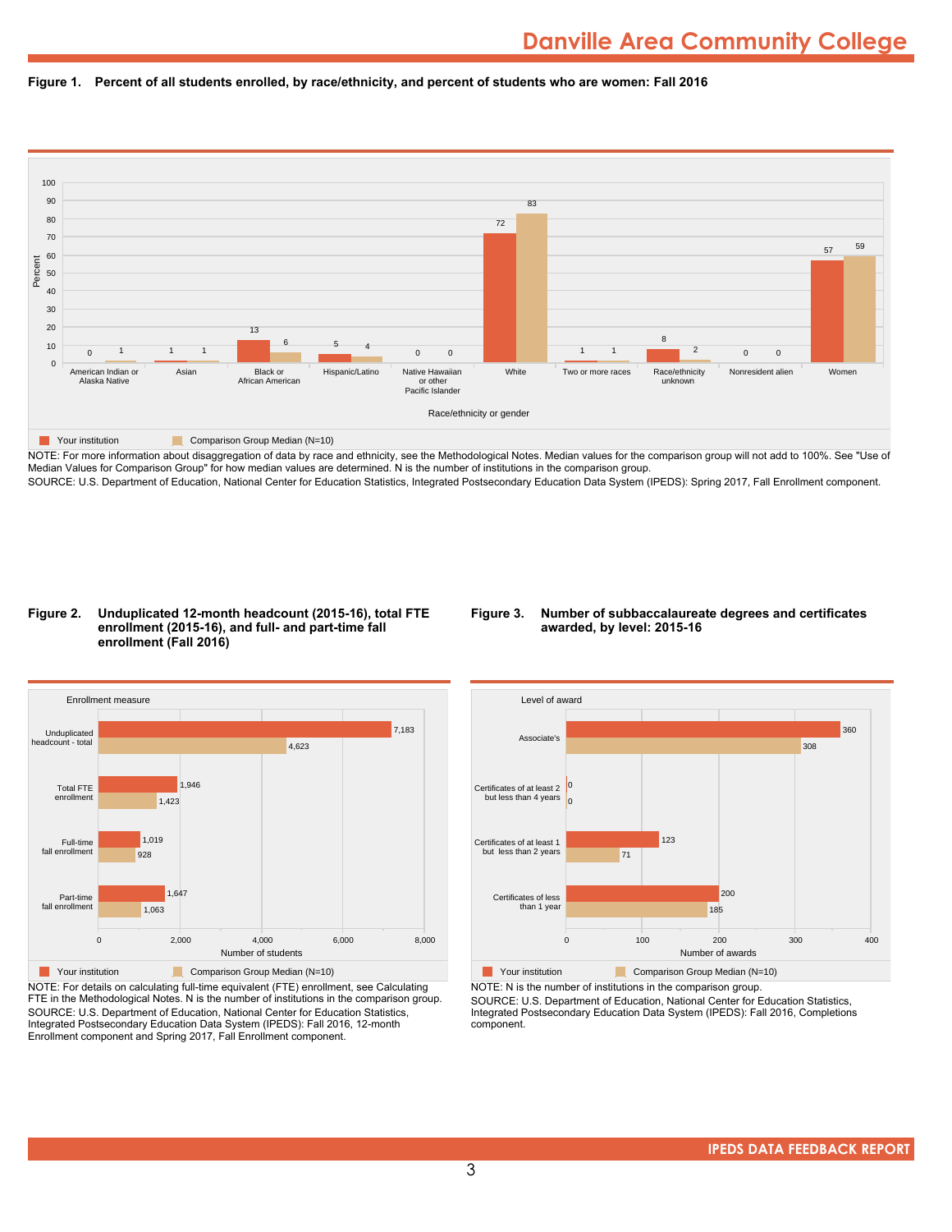# Danville Area Community College

**Figure 1. Percent of all students enrolled, by race/ethnicity, and percent of students who are women: Fall 2016**

| Race/ethnicity or gender | Your institution | Comparison Group Median (N=10) |
|---|---|---|
| American Indian or Alaska Native | 0 | 1 |
| Asian | 1 | 1 |
| Black or African American | 13 | 6 |
| Hispanic/Latino | 5 | 4 |
| Native Hawaiian or other Pacific Islander | 0 | 0 |
| White | 72 | 83 |
| Two or more races | 1 | 1 |
| Race/ethnicity unknown | 8 | 2 |
| Nonresident alien | 0 | 0 |
| Women | 57 | 59 |

NOTE: For more information about disaggregation of data by race and ethnicity, see the Methodological Notes. Median values for the comparison group will not add to 100%. See "Use of Median Values for Comparison Group" for how median values are determined. N is the number of institutions in the comparison group.
SOURCE: U.S. Department of Education, National Center for Education Statistics, Integrated Postsecondary Education Data System (IPEDS): Spring 2017, Fall Enrollment component.

**Figure 2. Unduplicated 12-month headcount (2015-16), total FTE enrollment (2015-16), and full- and part-time fall enrollment (Fall 2016)**

| Enrollment measure | Your institution | Comparison Group Median (N=10) |
|---|---|---|
| Unduplicated headcount - total | 7,183 | 4,623 |
| Total FTE enrollment | 1,946 | 1,423 |
| Full-time fall enrollment | 1,019 | 928 |
| Part-time fall enrollment | 1,647 | 1,063 |

NOTE: For details on calculating full-time equivalent (FTE) enrollment, see Calculating FTE in the Methodological Notes. N is the number of institutions in the comparison group.
SOURCE: U.S. Department of Education, National Center for Education Statistics, Integrated Postsecondary Education Data System (IPEDS): Fall 2016, 12-month Enrollment component and Spring 2017, Fall Enrollment component.

**Figure 3. Number of subbaccalaureate degrees and certificates awarded, by level: 2015-16**

| Level of award | Your institution | Comparison Group Median (N=10) |
|---|---|---|
| Associate's | 360 | 308 |
| Certificates of at least 2 but less than 4 years | 0 | 0 |
| Certificates of at least 1 but less than 2 years | 123 | 71 |
| Certificates of less than 1 year | 200 | 185 |

NOTE: N is the number of institutions in the comparison group.
SOURCE: U.S. Department of Education, National Center for Education Statistics, Integrated Postsecondary Education Data System (IPEDS): Fall 2016, Completions component.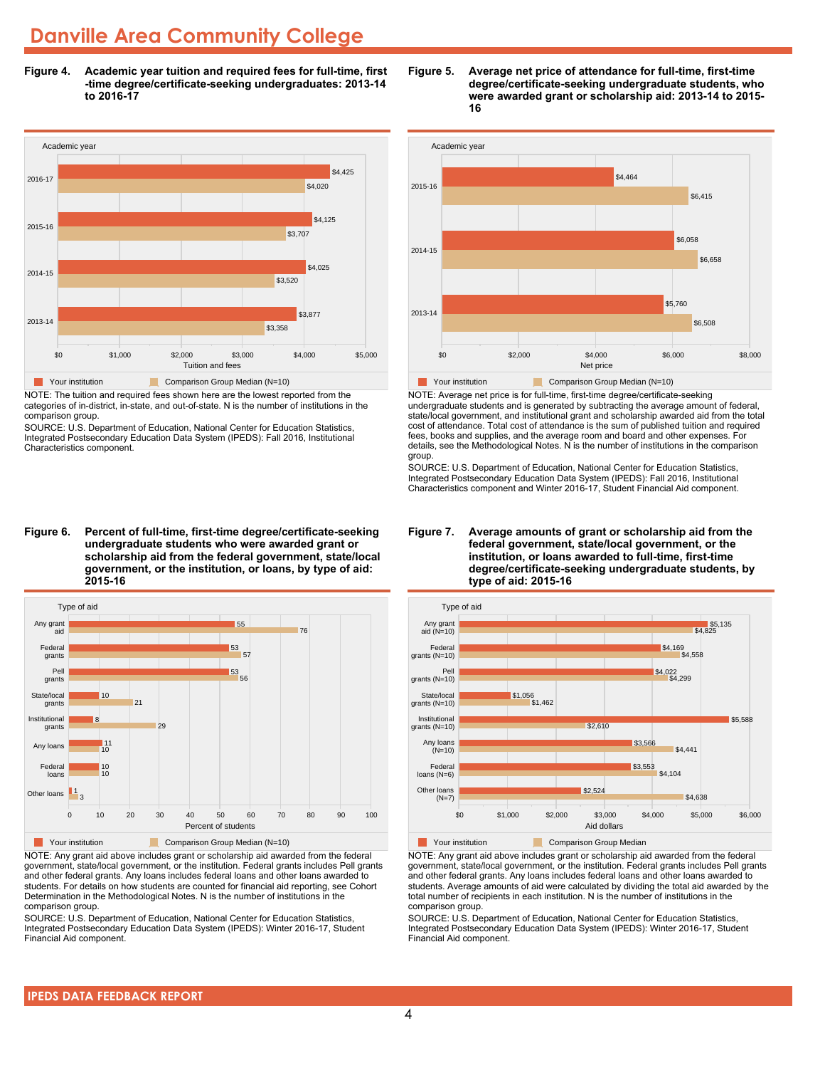# Danville Area Community College

**Figure 4. Academic year tuition and required fees for full-time, first-time degree/certificate-seeking undergraduates: 2013-14 to 2016-17**

| Academic year | Your institution | Comparison Group Median (N=10) |
|---|---|---|
| 2016-17 | $4,425 | $4,020 |
| 2015-16 | $4,125 | $3,707 |
| 2014-15 | $4,025 | $3,520 |
| 2013-14 | $3,877 | $3,358 |

NOTE: The tuition and required fees shown here are the lowest reported from the categories of in-district, in-state, and out-of-state. N is the number of institutions in the comparison group.

SOURCE: U.S. Department of Education, National Center for Education Statistics, Integrated Postsecondary Education Data System (IPEDS): Fall 2016, Institutional Characteristics component.

**Figure 5. Average net price of attendance for full-time, first-time degree/certificate-seeking undergraduate students, who were awarded grant or scholarship aid: 2013-14 to 2015-16**

| Academic year | Your institution | Comparison Group Median (N=10) |
|---|---|---|
| 2015-16 | $4,464 | $6,415 |
| 2014-15 | $6,058 | $6,658 |
| 2013-14 | $5,760 | $6,508 |

NOTE: Average net price is for full-time, first-time degree/certificate-seeking undergraduate students and is generated by subtracting the average amount of federal, state/local government, and institutional grant and scholarship awarded aid from the total cost of attendance. Total cost of attendance is the sum of published tuition and required fees, books and supplies, and the average room and board and other expenses. For details, see the Methodological Notes. N is the number of institutions in the comparison group.

SOURCE: U.S. Department of Education, National Center for Education Statistics, Integrated Postsecondary Education Data System (IPEDS): Fall 2016, Institutional Characteristics component and Winter 2016-17, Student Financial Aid component.

**Figure 6. Percent of full-time, first-time degree/certificate-seeking undergraduate students who were awarded grant or scholarship aid from the federal government, state/local government, or the institution, or loans, by type of aid: 2015-16**

| Type of aid | Your institution | Comparison Group Median (N=10) |
|---|---|---|
| Any grant aid | 55 | 76 |
| Federal grants | 53 | 57 |
| Pell grants | 53 | 56 |
| State/local grants | 10 | 21 |
| Institutional grants | 8 | 29 |
| Any loans | 11 | 10 |
| Federal loans | 10 | 10 |
| Other loans | 1 | 3 |

NOTE: Any grant aid above includes grant or scholarship aid awarded from the federal government, state/local government, or the institution. Federal grants includes Pell grants and other federal grants. Any loans includes federal loans and other loans awarded to students. For details on how students are counted for financial aid reporting, see Cohort Determination in the Methodological Notes. N is the number of institutions in the comparison group.

SOURCE: U.S. Department of Education, National Center for Education Statistics, Integrated Postsecondary Education Data System (IPEDS): Winter 2016-17, Student Financial Aid component.

**Figure 7. Average amounts of grant or scholarship aid from the federal government, state/local government, or the institution, or loans awarded to full-time, first-time degree/certificate-seeking undergraduate students, by type of aid: 2015-16**

| Type of aid | Your institution | Comparison Group Median |
|---|---|---|
| Any grant aid (N=10) | $5,135 | $4,825 |
| Federal grants (N=10) | $4,169 | $4,558 |
| Pell grants (N=10) | $4,022 | $4,299 |
| State/local grants (N=10) | $1,056 | $1,462 |
| Institutional grants (N=10) | $5,588 | $2,610 |
| Any loans (N=10) | $3,566 | $4,441 |
| Federal loans (N=6) | $3,553 | $4,104 |
| Other loans (N=7) | $2,524 | $4,638 |

NOTE: Any grant aid above includes grant or scholarship aid awarded from the federal government, state/local government, or the institution. Federal grants includes Pell grants and other federal grants. Any loans includes federal loans and other loans awarded to students. Average amounts of aid were calculated by dividing the total aid awarded by the total number of recipients in each institution. N is the number of institutions in the comparison group.

SOURCE: U.S. Department of Education, National Center for Education Statistics, Integrated Postsecondary Education Data System (IPEDS): Winter 2016-17, Student Financial Aid component.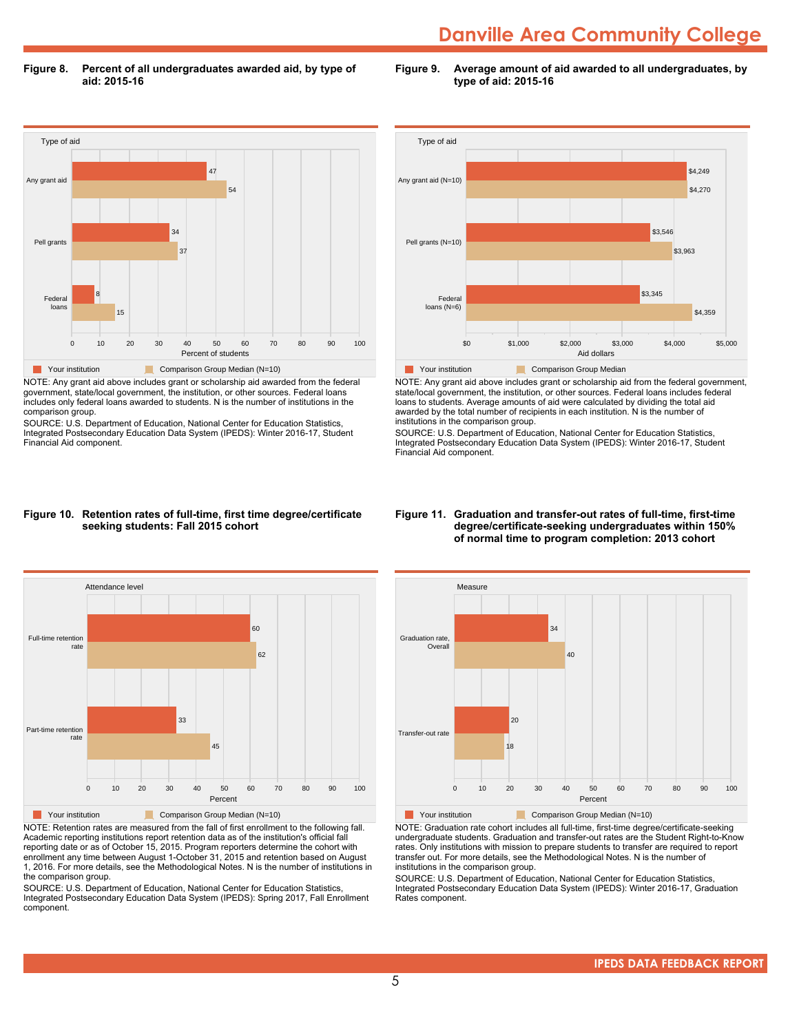# Danville Area Community College

**Figure 8. Percent of all undergraduates awarded aid, by type of aid: 2015-16**

| Type of aid | Your institution | Comparison Group Median (N=10) |
|---|---|---|
| Any grant aid | 47 | 54 |
| Pell grants | 34 | 37 |
| Federal loans | 8 | 15 |

NOTE: Any grant aid above includes grant or scholarship aid awarded from the federal government, state/local government, the institution, or other sources. Federal loans includes only federal loans awarded to students. N is the number of institutions in the comparison group.

SOURCE: U.S. Department of Education, National Center for Education Statistics, Integrated Postsecondary Education Data System (IPEDS): Winter 2016-17, Student Financial Aid component.

**Figure 9. Average amount of aid awarded to all undergraduates, by type of aid: 2015-16**

| Type of aid | Your institution | Comparison Group Median |
|---|---|---|
| Any grant aid (N=10) | $4,249 | $4,270 |
| Pell grants (N=10) | $3,546 | $3,963 |
| Federal loans (N=6) | $3,345 | $4,359 |

NOTE: Any grant aid above includes grant or scholarship aid from the federal government, state/local government, the institution, or other sources. Federal loans includes federal loans to students. Average amounts of aid were calculated by dividing the total aid awarded by the total number of recipients in each institution. N is the number of institutions in the comparison group.

SOURCE: U.S. Department of Education, National Center for Education Statistics, Integrated Postsecondary Education Data System (IPEDS): Winter 2016-17, Student Financial Aid component.

**Figure 10. Retention rates of full-time, first time degree/certificate seeking students: Fall 2015 cohort**

| Attendance level | Your institution | Comparison Group Median (N=10) |
|---|---|---|
| Full-time retention rate | 60 | 62 |
| Part-time retention rate | 33 | 45 |

NOTE: Retention rates are measured from the fall of first enrollment to the following fall. Academic reporting institutions report retention data as of the institution's official fall reporting date or as of October 15, 2015. Program reporters determine the cohort with enrollment any time between August 1-October 31, 2015 and retention based on August 1, 2016. For more details, see the Methodological Notes. N is the number of institutions in the comparison group.

SOURCE: U.S. Department of Education, National Center for Education Statistics, Integrated Postsecondary Education Data System (IPEDS): Spring 2017, Fall Enrollment component.

**Figure 11. Graduation and transfer-out rates of full-time, first-time degree/certificate-seeking undergraduates within 150% of normal time to program completion: 2013 cohort**

| Measure | Your institution | Comparison Group Median (N=10) |
|---|---|---|
| Graduation rate, Overall | 34 | 40 |
| Transfer-out rate | 20 | 18 |

NOTE: Graduation rate cohort includes all full-time, first-time degree/certificate-seeking undergraduate students. Graduation and transfer-out rates are the Student Right-to-Know rates. Only institutions with mission to prepare students to transfer are required to report transfer out. For more details, see the Methodological Notes. N is the number of institutions in the comparison group.

SOURCE: U.S. Department of Education, National Center for Education Statistics, Integrated Postsecondary Education Data System (IPEDS): Winter 2016-17, Graduation Rates component.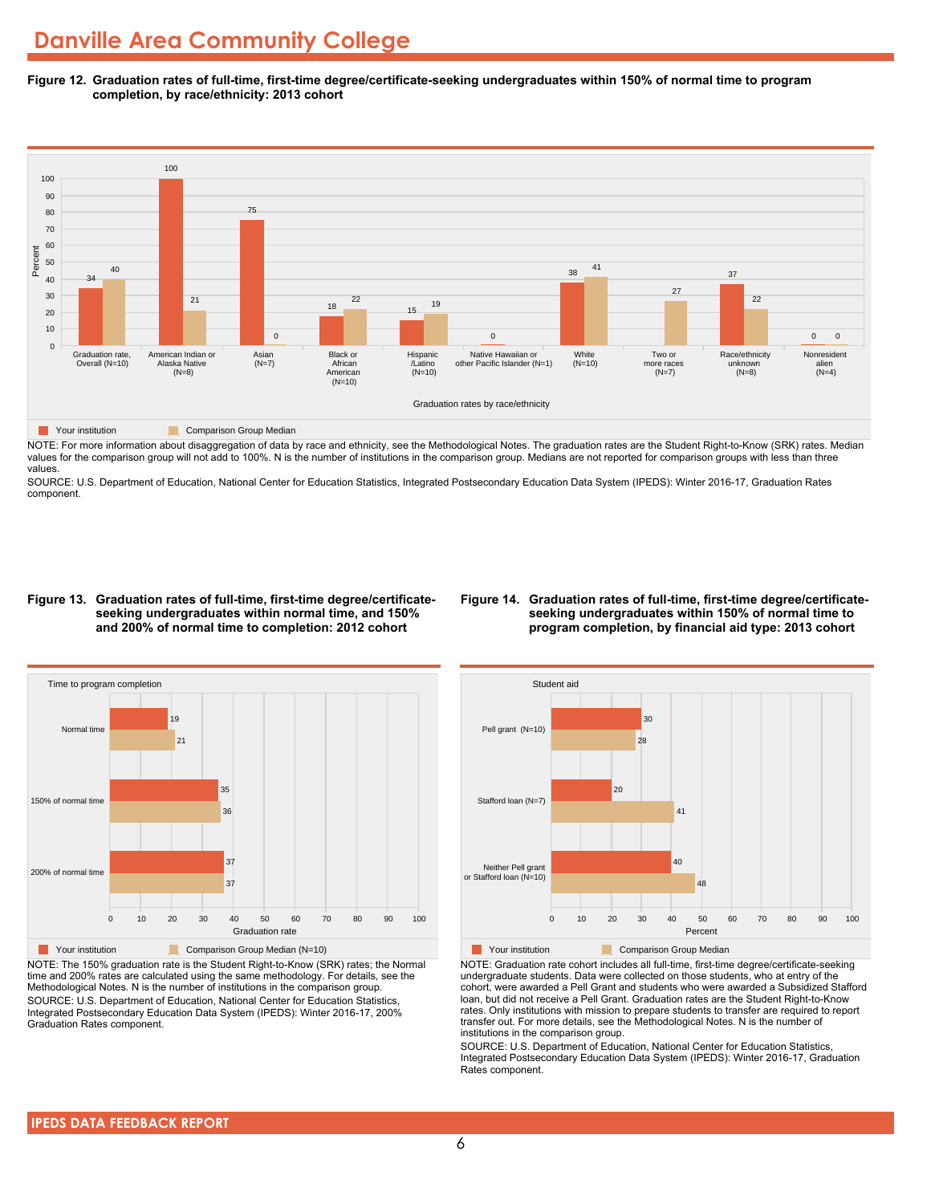# Danville Area Community College

**Figure 12. Graduation rates of full-time, first-time degree/certificate-seeking undergraduates within 150% of normal time to program completion, by race/ethnicity: 2013 cohort**

| Graduation rates by race/ethnicity | Your institution | Comparison Group Median |
|---|---|---|
| Graduation rate, Overall (N=10) | 34 | 40 |
| American Indian or Alaska Native (N=8) | 100 | 21 |
| Asian (N=7) | 75 | 0 |
| Black or African American (N=10) | 18 | 22 |
| Hispanic /Latino (N=10) | 15 | 19 |
| Native Hawaiian or other Pacific Islander (N=1) | 0 | |
| White (N=10) | 38 | 41 |
| Two or more races (N=7) | | 27 |
| Race/ethnicity unknown (N=8) | 37 | 22 |
| Nonresident alien (N=4) | 0 | 0 |

NOTE: For more information about disaggregation of data by race and ethnicity, see the Methodological Notes. The graduation rates are the Student Right-to-Know (SRK) rates. Median values for the comparison group will not add to 100%. N is the number of institutions in the comparison group. Medians are not reported for comparison groups with less than three values.

SOURCE: U.S. Department of Education, National Center for Education Statistics, Integrated Postsecondary Education Data System (IPEDS): Winter 2016-17, Graduation Rates component.

**Figure 13. Graduation rates of full-time, first-time degree/certificate-seeking undergraduates within normal time, and 150% and 200% of normal time to completion: 2012 cohort**

| Time to program completion | Your institution | Comparison Group Median (N=10) |
|---|---|---|
| Normal time | 19 | 21 |
| 150% of normal time | 35 | 36 |
| 200% of normal time | 37 | 37 |

NOTE: The 150% graduation rate is the Student Right-to-Know (SRK) rates; the Normal time and 200% rates are calculated using the same methodology. For details, see the Methodological Notes. N is the number of institutions in the comparison group.

SOURCE: U.S. Department of Education, National Center for Education Statistics, Integrated Postsecondary Education Data System (IPEDS): Winter 2016-17, 200% Graduation Rates component.

**Figure 14. Graduation rates of full-time, first-time degree/certificate-seeking undergraduates within 150% of normal time to program completion, by financial aid type: 2013 cohort**

| Student aid | Your institution | Comparison Group Median |
|---|---|---|
| Pell grant (N=10) | 30 | 28 |
| Stafford loan (N=7) | 20 | 41 |
| Neither Pell grant or Stafford loan (N=10) | 40 | 48 |

NOTE: Graduation rate cohort includes all full-time, first-time degree/certificate-seeking undergraduate students. Data were collected on those students, who at entry of the cohort, were awarded a Pell Grant and students who were awarded a Subsidized Stafford loan, but did not receive a Pell Grant. Graduation rates are the Student Right-to-Know rates. Only institutions with mission to prepare students to transfer are required to report transfer out. For more details, see the Methodological Notes. N is the number of institutions in the comparison group.

SOURCE: U.S. Department of Education, National Center for Education Statistics, Integrated Postsecondary Education Data System (IPEDS): Winter 2016-17, Graduation Rates component.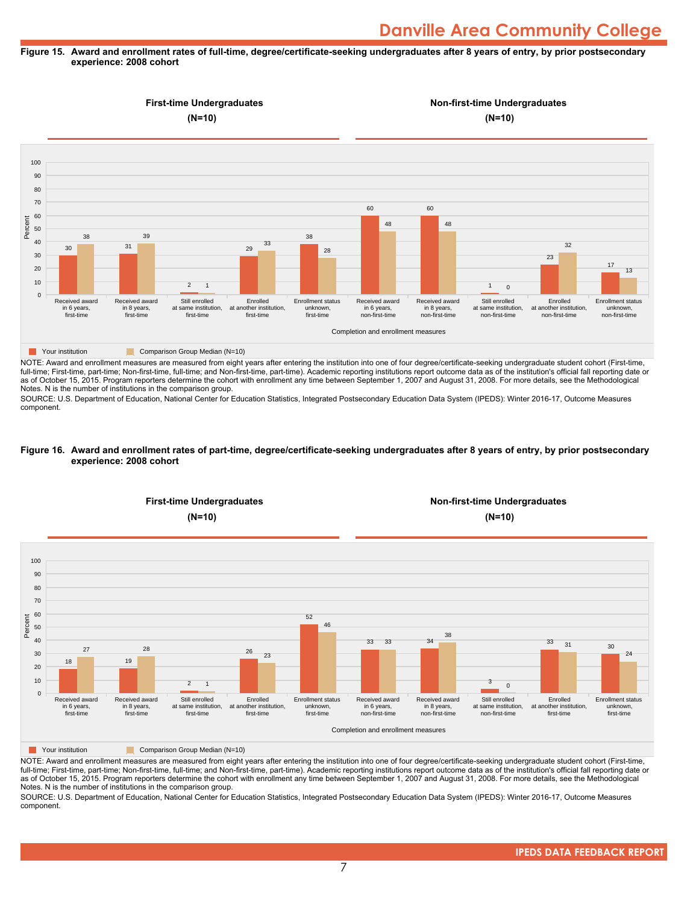**Figure 15. Award and enrollment rates of full-time, degree/certificate-seeking undergraduates after 8 years of entry, by prior postsecondary experience: 2008 cohort**

**First-time Undergraduates (N=10)** | **Non-first-time Undergraduates (N=10)**

| Completion and enrollment measures | Your institution | Comparison Group Median (N=10) |
|---|---|---|
| Received award in 6 years, first-time | 30 | 38 |
| Received award in 8 years, first-time | 31 | 39 |
| Still enrolled at same institution, first-time | 2 | 1 |
| Enrolled at another institution, first-time | 29 | 33 |
| Enrollment status unknown, first-time | 38 | 28 |
| Received award in 6 years, non-first-time | 60 | 48 |
| Received award in 8 years, non-first-time | 60 | 48 |
| Still enrolled at same institution, non-first-time | 1 | 0 |
| Enrolled at another institution, non-first-time | 23 | 32 |
| Enrollment status unknown, non-first-time | 17 | 13 |

NOTE: Award and enrollment measures are measured from eight years after entering the institution into one of four degree/certificate-seeking undergraduate student cohort (First-time, full-time; First-time, part-time; Non-first-time, full-time; and Non-first-time, part-time). Academic reporting institutions report outcome data as of the institution's official fall reporting date or as of October 15, 2015. Program reporters determine the cohort with enrollment any time between September 1, 2007 and August 31, 2008. For more details, see the Methodological Notes. N is the number of institutions in the comparison group.

SOURCE: U.S. Department of Education, National Center for Education Statistics, Integrated Postsecondary Education Data System (IPEDS): Winter 2016-17, Outcome Measures component.

**Figure 16. Award and enrollment rates of part-time, degree/certificate-seeking undergraduates after 8 years of entry, by prior postsecondary experience: 2008 cohort**

**First-time Undergraduates (N=10)** | **Non-first-time Undergraduates (N=10)**

| Completion and enrollment measures | Your institution | Comparison Group Median (N=10) |
|---|---|---|
| Received award in 6 years, first-time | 18 | 27 |
| Received award in 8 years, first-time | 19 | 28 |
| Still enrolled at same institution, first-time | 2 | 1 |
| Enrolled at another institution, first-time | 26 | 23 |
| Enrollment status unknown, first-time | 52 | 46 |
| Received award in 6 years, non-first-time | 33 | 33 |
| Received award in 8 years, non-first-time | 34 | 38 |
| Still enrolled at same institution, non-first-time | 3 | 0 |
| Enrolled at another institution, first-time | 33 | 31 |
| Enrollment status unknown, first-time | 30 | 24 |

NOTE: Award and enrollment measures are measured from eight years after entering the institution into one of four degree/certificate-seeking undergraduate student cohort (First-time, full-time; First-time, part-time; Non-first-time, full-time; and Non-first-time, part-time). Academic reporting institutions report outcome data as of the institution's official fall reporting date or as of October 15, 2015. Program reporters determine the cohort with enrollment any time between September 1, 2007 and August 31, 2008. For more details, see the Methodological Notes. N is the number of institutions in the comparison group.

SOURCE: U.S. Department of Education, National Center for Education Statistics, Integrated Postsecondary Education Data System (IPEDS): Winter 2016-17, Outcome Measures component.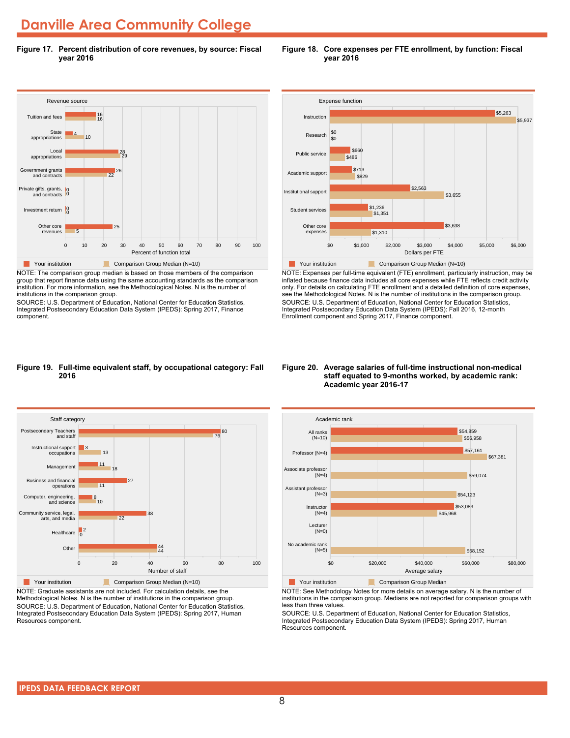# Danville Area Community College

**Figure 17. Percent distribution of core revenues, by source: Fiscal year 2016**

| Revenue source | Your institution | Comparison Group Median (N=10) |
|---|---|---|
| Tuition and fees | 16 | 16 |
| State appropriations | 4 | 10 |
| Local appropriations | 28 | 29 |
| Government grants and contracts | 26 | 22 |
| Private gifts, grants, and contracts | 0 | 0 |
| Investment return | 0 | 0 |
| Other core revenues | 25 | 5 |

Percent of function total

NOTE: The comparison group median is based on those members of the comparison group that report finance data using the same accounting standards as the comparison institution. For more information, see the Methodological Notes. N is the number of institutions in the comparison group.

SOURCE: U.S. Department of Education, National Center for Education Statistics, Integrated Postsecondary Education Data System (IPEDS): Spring 2017, Finance component.

**Figure 18. Core expenses per FTE enrollment, by function: Fiscal year 2016**

| Expense function | Your institution | Comparison Group Median (N=10) |
|---|---|---|
| Instruction | $5,263 | $5,937 |
| Research | $0 | $0 |
| Public service | $660 | $486 |
| Academic support | $713 | $829 |
| Institutional support | $2,563 | $3,655 |
| Student services | $1,236 | $1,351 |
| Other core expenses | $3,638 | $1,310 |

Dollars per FTE

NOTE: Expenses per full-time equivalent (FTE) enrollment, particularly instruction, may be inflated because finance data includes all core expenses while FTE reflects credit activity only. For details on calculating FTE enrollment and a detailed definition of core expenses, see the Methodological Notes. N is the number of institutions in the comparison group.

SOURCE: U.S. Department of Education, National Center for Education Statistics, Integrated Postsecondary Education Data System (IPEDS): Fall 2016, 12-month Enrollment component and Spring 2017, Finance component.

**Figure 19. Full-time equivalent staff, by occupational category: Fall 2016**

| Staff category | Your institution | Comparison Group Median (N=10) |
|---|---|---|
| Postsecondary Teachers and staff | 80 | 76 |
| Instructional support occupations | 3 | 13 |
| Management | 11 | 18 |
| Business and financial operations | 27 | 11 |
| Computer, engineering, and science | 8 | 10 |
| Community service, legal, arts, and media | 38 | 22 |
| Healthcare | 2 | 0 |
| Other | 44 | 44 |

Number of staff

NOTE: Graduate assistants are not included. For calculation details, see the Methodological Notes. N is the number of institutions in the comparison group.

SOURCE: U.S. Department of Education, National Center for Education Statistics, Integrated Postsecondary Education Data System (IPEDS): Spring 2017, Human Resources component.

**Figure 20. Average salaries of full-time instructional non-medical staff equated to 9-months worked, by academic rank: Academic year 2016-17**

| Academic rank | Your institution | Comparison Group Median |
|---|---|---|
| All ranks (N=10) | $54,859 | $56,958 |
| Professor (N=4) | $57,161 | $67,381 |
| Associate professor (N=4) | | $59,074 |
| Assistant professor (N=3) | | $54,123 |
| Instructor (N=4) | $53,083 | $45,968 |
| Lecturer (N=0) | | |
| No academic rank (N=5) | | $58,152 |

Average salary

NOTE: See Methodology Notes for more details on average salary. N is the number of institutions in the comparison group. Medians are not reported for comparison groups with less than three values.

SOURCE: U.S. Department of Education, National Center for Education Statistics, Integrated Postsecondary Education Data System (IPEDS): Spring 2017, Human Resources component.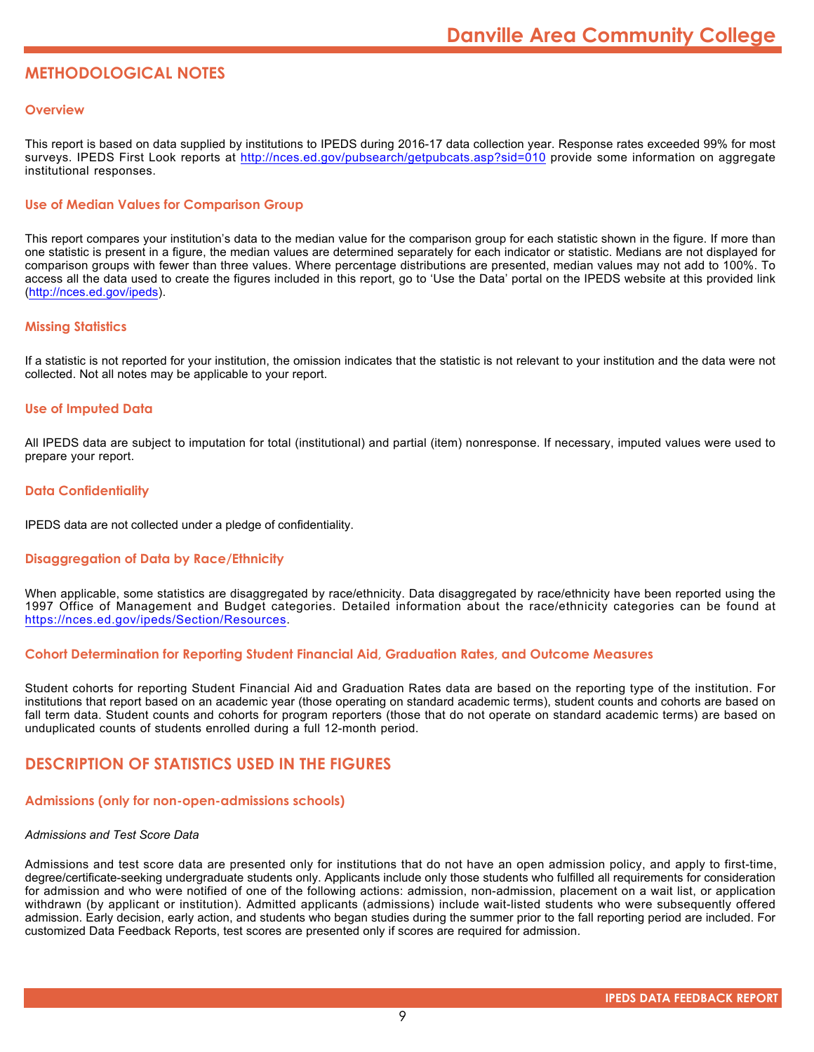# METHODOLOGICAL NOTES

## Overview

This report is based on data supplied by institutions to IPEDS during 2016-17 data collection year. Response rates exceeded 99% for most surveys. IPEDS First Look reports at http://nces.ed.gov/pubsearch/getpubcats.asp?sid=010 provide some information on aggregate institutional responses.

## Use of Median Values for Comparison Group

This report compares your institution's data to the median value for the comparison group for each statistic shown in the figure. If more than one statistic is present in a figure, the median values are determined separately for each indicator or statistic. Medians are not displayed for comparison groups with fewer than three values. Where percentage distributions are presented, median values may not add to 100%. To access all the data used to create the figures included in this report, go to 'Use the Data' portal on the IPEDS website at this provided link (http://nces.ed.gov/ipeds).

## Missing Statistics

If a statistic is not reported for your institution, the omission indicates that the statistic is not relevant to your institution and the data were not collected. Not all notes may be applicable to your report.

## Use of Imputed Data

All IPEDS data are subject to imputation for total (institutional) and partial (item) nonresponse. If necessary, imputed values were used to prepare your report.

## Data Confidentiality

IPEDS data are not collected under a pledge of confidentiality.

## Disaggregation of Data by Race/Ethnicity

When applicable, some statistics are disaggregated by race/ethnicity. Data disaggregated by race/ethnicity have been reported using the 1997 Office of Management and Budget categories. Detailed information about the race/ethnicity categories can be found at https://nces.ed.gov/ipeds/Section/Resources.

## Cohort Determination for Reporting Student Financial Aid, Graduation Rates, and Outcome Measures

Student cohorts for reporting Student Financial Aid and Graduation Rates data are based on the reporting type of the institution. For institutions that report based on an academic year (those operating on standard academic terms), student counts and cohorts are based on fall term data. Student counts and cohorts for program reporters (those that do not operate on standard academic terms) are based on unduplicated counts of students enrolled during a full 12-month period.

# DESCRIPTION OF STATISTICS USED IN THE FIGURES

## Admissions (only for non-open-admissions schools)

*Admissions and Test Score Data*

Admissions and test score data are presented only for institutions that do not have an open admission policy, and apply to first-time, degree/certificate-seeking undergraduate students only. Applicants include only those students who fulfilled all requirements for consideration for admission and who were notified of one of the following actions: admission, non-admission, placement on a wait list, or application withdrawn (by applicant or institution). Admitted applicants (admissions) include wait-listed students who were subsequently offered admission. Early decision, early action, and students who began studies during the summer prior to the fall reporting period are included. For customized Data Feedback Reports, test scores are presented only if scores are required for admission.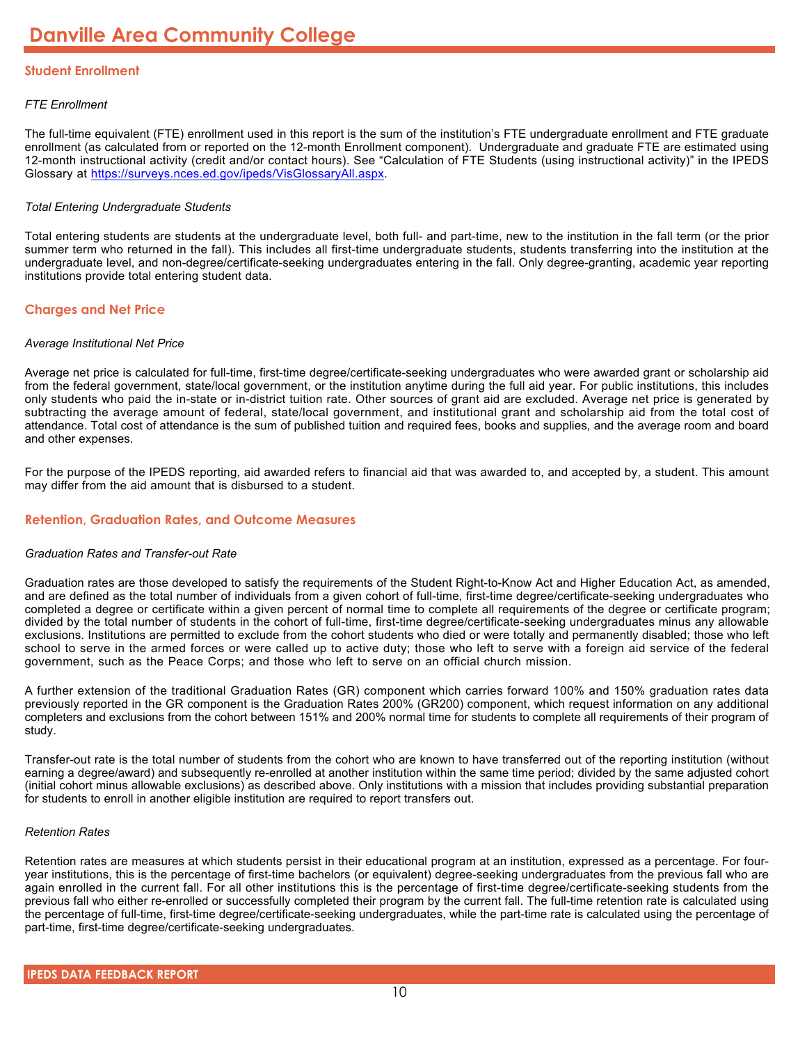# Danville Area Community College

## Student Enrollment

*FTE Enrollment*

The full-time equivalent (FTE) enrollment used in this report is the sum of the institution's FTE undergraduate enrollment and FTE graduate enrollment (as calculated from or reported on the 12-month Enrollment component). Undergraduate and graduate FTE are estimated using 12-month instructional activity (credit and/or contact hours). See "Calculation of FTE Students (using instructional activity)" in the IPEDS Glossary at [https://surveys.nces.ed.gov/ipeds/VisGlossaryAll.aspx](https://surveys.nces.ed.gov/ipeds/VisGlossaryAll.aspx).

*Total Entering Undergraduate Students*

Total entering students are students at the undergraduate level, both full- and part-time, new to the institution in the fall term (or the prior summer term who returned in the fall). This includes all first-time undergraduate students, students transferring into the institution at the undergraduate level, and non-degree/certificate-seeking undergraduates entering in the fall. Only degree-granting, academic year reporting institutions provide total entering student data.

## Charges and Net Price

*Average Institutional Net Price*

Average net price is calculated for full-time, first-time degree/certificate-seeking undergraduates who were awarded grant or scholarship aid from the federal government, state/local government, or the institution anytime during the full aid year. For public institutions, this includes only students who paid the in-state or in-district tuition rate. Other sources of grant aid are excluded. Average net price is generated by subtracting the average amount of federal, state/local government, and institutional grant and scholarship aid from the total cost of attendance. Total cost of attendance is the sum of published tuition and required fees, books and supplies, and the average room and board and other expenses.

For the purpose of the IPEDS reporting, aid awarded refers to financial aid that was awarded to, and accepted by, a student. This amount may differ from the aid amount that is disbursed to a student.

## Retention, Graduation Rates, and Outcome Measures

*Graduation Rates and Transfer-out Rate*

Graduation rates are those developed to satisfy the requirements of the Student Right-to-Know Act and Higher Education Act, as amended, and are defined as the total number of individuals from a given cohort of full-time, first-time degree/certificate-seeking undergraduates who completed a degree or certificate within a given percent of normal time to complete all requirements of the degree or certificate program; divided by the total number of students in the cohort of full-time, first-time degree/certificate-seeking undergraduates minus any allowable exclusions. Institutions are permitted to exclude from the cohort students who died or were totally and permanently disabled; those who left school to serve in the armed forces or were called up to active duty; those who left to serve with a foreign aid service of the federal government, such as the Peace Corps; and those who left to serve on an official church mission.

A further extension of the traditional Graduation Rates (GR) component which carries forward 100% and 150% graduation rates data previously reported in the GR component is the Graduation Rates 200% (GR200) component, which request information on any additional completers and exclusions from the cohort between 151% and 200% normal time for students to complete all requirements of their program of study.

Transfer-out rate is the total number of students from the cohort who are known to have transferred out of the reporting institution (without earning a degree/award) and subsequently re-enrolled at another institution within the same time period; divided by the same adjusted cohort (initial cohort minus allowable exclusions) as described above. Only institutions with a mission that includes providing substantial preparation for students to enroll in another eligible institution are required to report transfers out.

*Retention Rates*

Retention rates are measures at which students persist in their educational program at an institution, expressed as a percentage. For four-year institutions, this is the percentage of first-time bachelors (or equivalent) degree-seeking undergraduates from the previous fall who are again enrolled in the current fall. For all other institutions this is the percentage of first-time degree/certificate-seeking students from the previous fall who either re-enrolled or successfully completed their program by the current fall. The full-time retention rate is calculated using the percentage of full-time, first-time degree/certificate-seeking undergraduates, while the part-time rate is calculated using the percentage of part-time, first-time degree/certificate-seeking undergraduates.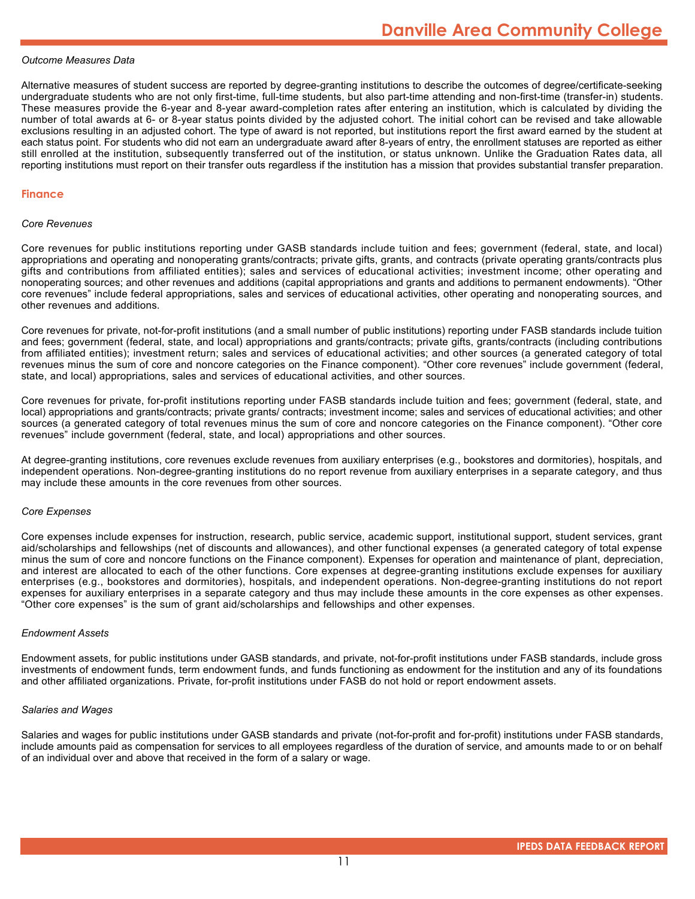*Outcome Measures Data*

Alternative measures of student success are reported by degree-granting institutions to describe the outcomes of degree/certificate-seeking undergraduate students who are not only first-time, full-time students, but also part-time attending and non-first-time (transfer-in) students. These measures provide the 6-year and 8-year award-completion rates after entering an institution, which is calculated by dividing the number of total awards at 6- or 8-year status points divided by the adjusted cohort. The initial cohort can be revised and take allowable exclusions resulting in an adjusted cohort. The type of award is not reported, but institutions report the first award earned by the student at each status point. For students who did not earn an undergraduate award after 8-years of entry, the enrollment statuses are reported as either still enrolled at the institution, subsequently transferred out of the institution, or status unknown. Unlike the Graduation Rates data, all reporting institutions must report on their transfer outs regardless if the institution has a mission that provides substantial transfer preparation.

## Finance

*Core Revenues*

Core revenues for public institutions reporting under GASB standards include tuition and fees; government (federal, state, and local) appropriations and operating and nonoperating grants/contracts; private gifts, grants, and contracts (private operating grants/contracts plus gifts and contributions from affiliated entities); sales and services of educational activities; investment income; other operating and nonoperating sources; and other revenues and additions (capital appropriations and grants and additions to permanent endowments). “Other core revenues” include federal appropriations, sales and services of educational activities, other operating and nonoperating sources, and other revenues and additions.

Core revenues for private, not-for-profit institutions (and a small number of public institutions) reporting under FASB standards include tuition and fees; government (federal, state, and local) appropriations and grants/contracts; private gifts, grants/contracts (including contributions from affiliated entities); investment return; sales and services of educational activities; and other sources (a generated category of total revenues minus the sum of core and noncore categories on the Finance component). “Other core revenues” include government (federal, state, and local) appropriations, sales and services of educational activities, and other sources.

Core revenues for private, for-profit institutions reporting under FASB standards include tuition and fees; government (federal, state, and local) appropriations and grants/contracts; private grants/ contracts; investment income; sales and services of educational activities; and other sources (a generated category of total revenues minus the sum of core and noncore categories on the Finance component). “Other core revenues” include government (federal, state, and local) appropriations and other sources.

At degree-granting institutions, core revenues exclude revenues from auxiliary enterprises (e.g., bookstores and dormitories), hospitals, and independent operations. Non-degree-granting institutions do no report revenue from auxiliary enterprises in a separate category, and thus may include these amounts in the core revenues from other sources.

*Core Expenses*

Core expenses include expenses for instruction, research, public service, academic support, institutional support, student services, grant aid/scholarships and fellowships (net of discounts and allowances), and other functional expenses (a generated category of total expense minus the sum of core and noncore functions on the Finance component). Expenses for operation and maintenance of plant, depreciation, and interest are allocated to each of the other functions. Core expenses at degree-granting institutions exclude expenses for auxiliary enterprises (e.g., bookstores and dormitories), hospitals, and independent operations. Non-degree-granting institutions do not report expenses for auxiliary enterprises in a separate category and thus may include these amounts in the core expenses as other expenses. “Other core expenses” is the sum of grant aid/scholarships and fellowships and other expenses.

*Endowment Assets*

Endowment assets, for public institutions under GASB standards, and private, not-for-profit institutions under FASB standards, include gross investments of endowment funds, term endowment funds, and funds functioning as endowment for the institution and any of its foundations and other affiliated organizations. Private, for-profit institutions under FASB do not hold or report endowment assets.

*Salaries and Wages*

Salaries and wages for public institutions under GASB standards and private (not-for-profit and for-profit) institutions under FASB standards, include amounts paid as compensation for services to all employees regardless of the duration of service, and amounts made to or on behalf of an individual over and above that received in the form of a salary or wage.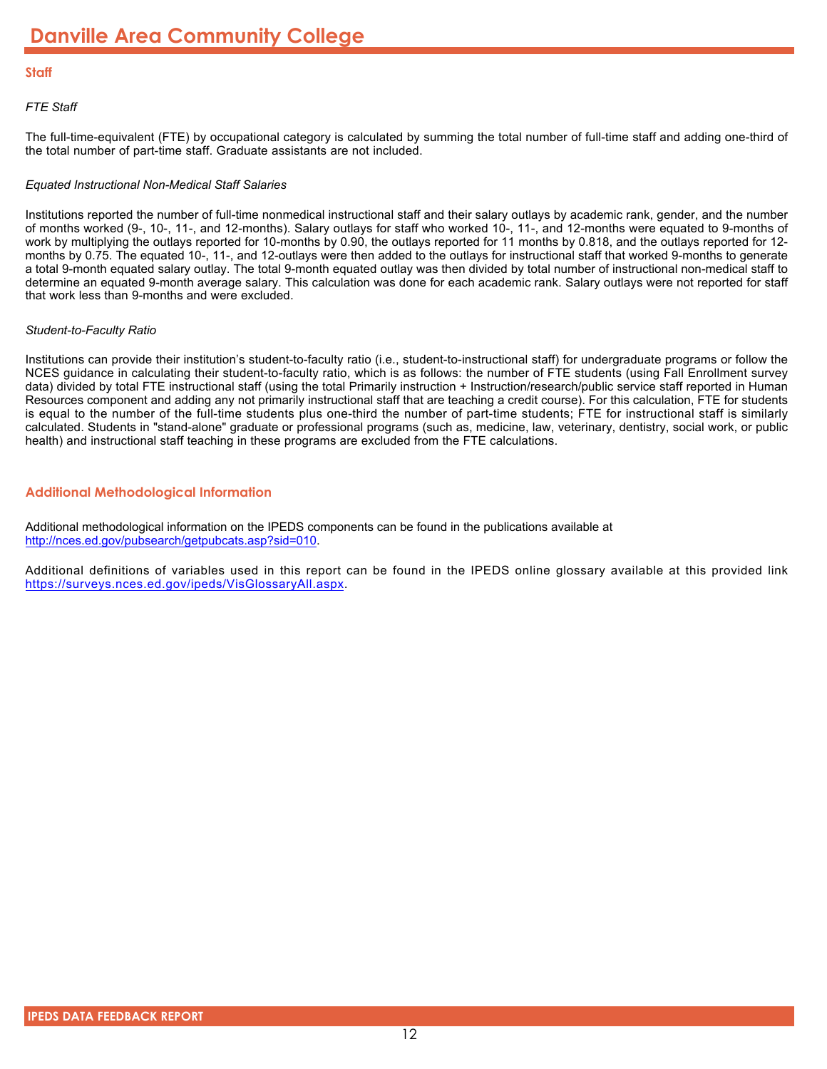# Danville Area Community College

## Staff

*FTE Staff*

The full-time-equivalent (FTE) by occupational category is calculated by summing the total number of full-time staff and adding one-third of the total number of part-time staff. Graduate assistants are not included.

*Equated Instructional Non-Medical Staff Salaries*

Institutions reported the number of full-time nonmedical instructional staff and their salary outlays by academic rank, gender, and the number of months worked (9-, 10-, 11-, and 12-months). Salary outlays for staff who worked 10-, 11-, and 12-months were equated to 9-months of work by multiplying the outlays reported for 10-months by 0.90, the outlays reported for 11 months by 0.818, and the outlays reported for 12-months by 0.75. The equated 10-, 11-, and 12-outlays were then added to the outlays for instructional staff that worked 9-months to generate a total 9-month equated salary outlay. The total 9-month equated outlay was then divided by total number of instructional non-medical staff to determine an equated 9-month average salary. This calculation was done for each academic rank. Salary outlays were not reported for staff that work less than 9-months and were excluded.

*Student-to-Faculty Ratio*

Institutions can provide their institution's student-to-faculty ratio (i.e., student-to-instructional staff) for undergraduate programs or follow the NCES guidance in calculating their student-to-faculty ratio, which is as follows: the number of FTE students (using Fall Enrollment survey data) divided by total FTE instructional staff (using the total Primarily instruction + Instruction/research/public service staff reported in Human Resources component and adding any not primarily instructional staff that are teaching a credit course). For this calculation, FTE for students is equal to the number of the full-time students plus one-third the number of part-time students; FTE for instructional staff is similarly calculated. Students in "stand-alone" graduate or professional programs (such as, medicine, law, veterinary, dentistry, social work, or public health) and instructional staff teaching in these programs are excluded from the FTE calculations.

## Additional Methodological Information

Additional methodological information on the IPEDS components can be found in the publications available at http://nces.ed.gov/pubsearch/getpubcats.asp?sid=010.

Additional definitions of variables used in this report can be found in the IPEDS online glossary available at this provided link https://surveys.nces.ed.gov/ipeds/VisGlossaryAll.aspx.